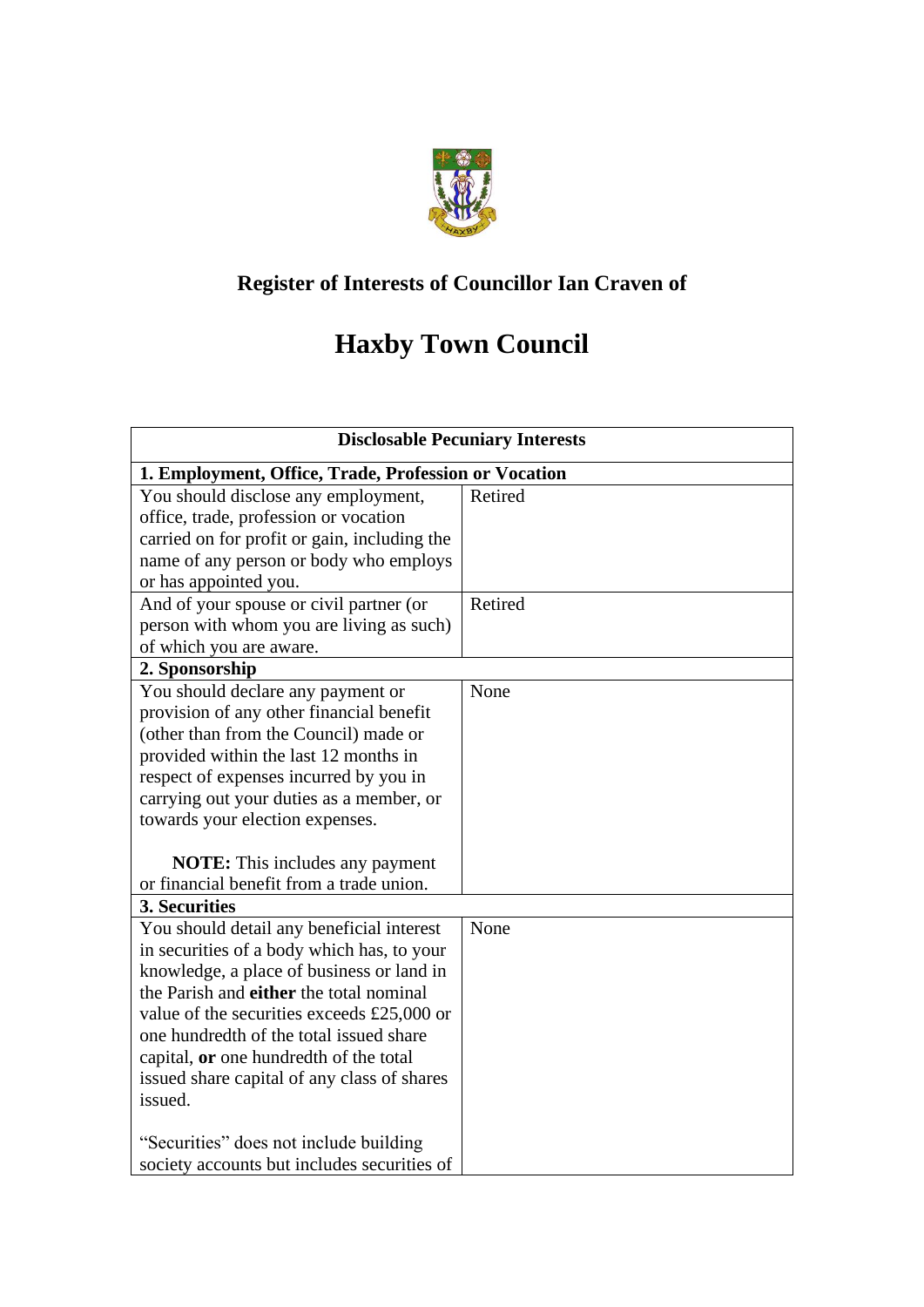# Register of Interests of Councillor Ian Craven of

# Haxby Town Council

| Disclosable Pecuniary Interests | |
|---|---|
| **1. Employment, Office, Trade, Profession or Vocation** | |
| You should disclose any employment, office, trade, profession or vocation carried on for profit or gain, including the name of any person or body who employs or has appointed you. | Retired |
| And of your spouse or civil partner (or person with whom you are living as such) of which you are aware. | Retired |
| **2. Sponsorship** | |
| You should declare any payment or provision of any other financial benefit (other than from the Council) made or provided within the last 12 months in respect of expenses incurred by you in carrying out your duties as a member, or towards your election expenses.<br><br>**NOTE:** This includes any payment or financial benefit from a trade union. | None |
| **3. Securities** | |
| You should detail any beneficial interest in securities of a body which has, to your knowledge, a place of business or land in the Parish and **either** the total nominal value of the securities exceeds £25,000 or one hundredth of the total issued share capital, **or** one hundredth of the total issued share capital of any class of shares issued.<br><br>"Securities" does not include building society accounts but includes securities of | None |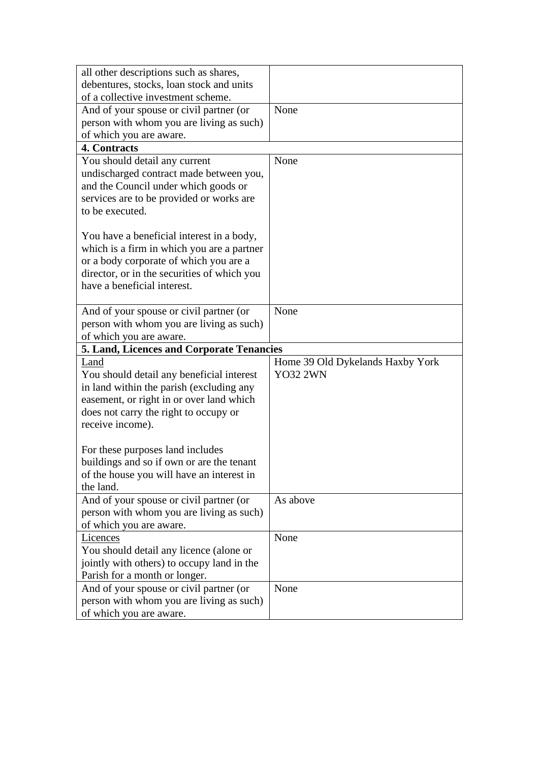| | |
|---|---|
| all other descriptions such as shares, debentures, stocks, loan stock and units of a collective investment scheme. | |
| And of your spouse or civil partner (or person with whom you are living as such) of which you are aware. | None |
| **4. Contracts** | |
| You should detail any current undischarged contract made between you, and the Council under which goods or services are to be provided or works are to be executed.<br><br>You have a beneficial interest in a body, which is a firm in which you are a partner or a body corporate of which you are a director, or in the securities of which you have a beneficial interest. | None |
| And of your spouse or civil partner (or person with whom you are living as such) of which you are aware. | None |
| **5. Land, Licences and Corporate Tenancies** | |
| Land<br>You should detail any beneficial interest in land within the parish (excluding any easement, or right in or over land which does not carry the right to occupy or receive income).<br><br>For these purposes land includes buildings and so if own or are the tenant of the house you will have an interest in the land. | Home 39 Old Dykelands Haxby York YO32 2WN |
| And of your spouse or civil partner (or person with whom you are living as such) of which you are aware. | As above |
| Licences<br>You should detail any licence (alone or jointly with others) to occupy land in the Parish for a month or longer. | None |
| And of your spouse or civil partner (or person with whom you are living as such) of which you are aware. | None |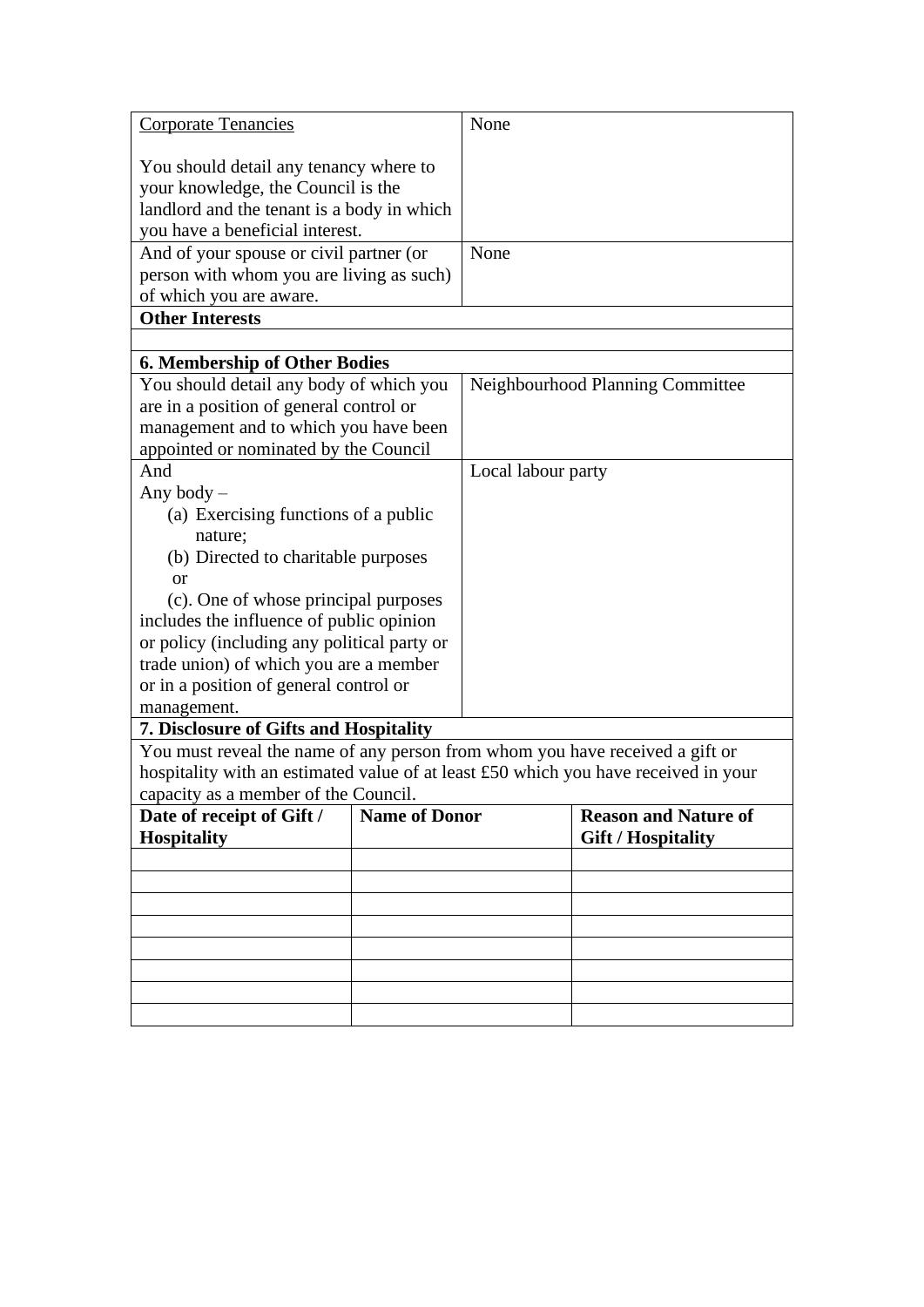| | |
|---|---|
| <u>Corporate Tenancies</u><br><br>You should detail any tenancy where to your knowledge, the Council is the landlord and the tenant is a body in which you have a beneficial interest. | None |
| And of your spouse or civil partner (or person with whom you are living as such) of which you are aware. | None |
| **Other Interests** | |
| | |
| **6. Membership of Other Bodies** | |
| You should detail any body of which you are in a position of general control or management and to which you have been appointed or nominated by the Council | Neighbourhood Planning Committee |
| And<br>Any body –<br>(a) Exercising functions of a public nature;<br>(b) Directed to charitable purposes or<br>(c). One of whose principal purposes includes the influence of public opinion or policy (including any political party or trade union) of which you are a member or in a position of general control or management. | Local labour party |

**7. Disclosure of Gifts and Hospitality**

You must reveal the name of any person from whom you have received a gift or hospitality with an estimated value of at least £50 which you have received in your capacity as a member of the Council.

| Date of receipt of Gift / Hospitality | Name of Donor | Reason and Nature of Gift / Hospitality |
|---|---|---|
| | | |
| | | |
| | | |
| | | |
| | | |
| | | |
| | | |
| | | |